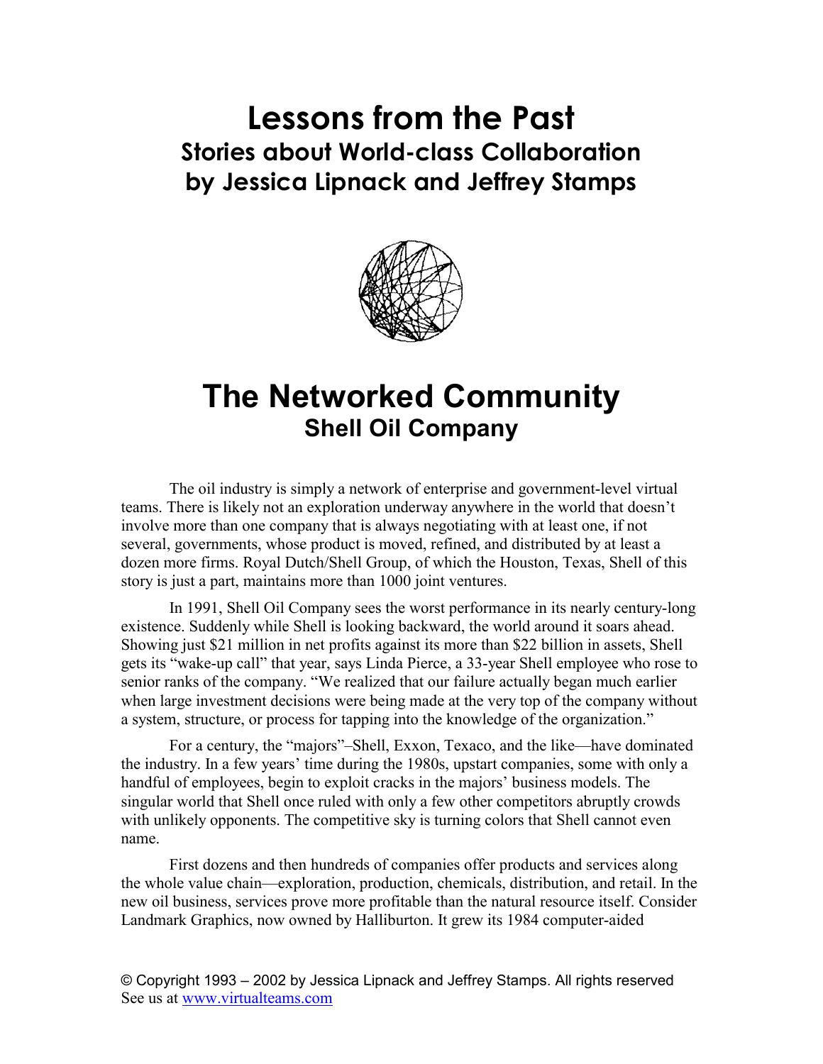# Lessons from the Past

## Stories about World-class Collaboration by Jessica Lipnack and Jeffrey Stamps

# The Networked Community

## Shell Oil Company

The oil industry is simply a network of enterprise and government-level virtual teams. There is likely not an exploration underway anywhere in the world that doesn't involve more than one company that is always negotiating with at least one, if not several, governments, whose product is moved, refined, and distributed by at least a dozen more firms. Royal Dutch/Shell Group, of which the Houston, Texas, Shell of this story is just a part, maintains more than 1000 joint ventures.

In 1991, Shell Oil Company sees the worst performance in its nearly century-long existence. Suddenly while Shell is looking backward, the world around it soars ahead. Showing just $21 million in net profits against its more than $22 billion in assets, Shell gets its "wake-up call" that year, says Linda Pierce, a 33-year Shell employee who rose to senior ranks of the company. "We realized that our failure actually began much earlier when large investment decisions were being made at the very top of the company without a system, structure, or process for tapping into the knowledge of the organization."

For a century, the "majors"–Shell, Exxon, Texaco, and the like—have dominated the industry. In a few years' time during the 1980s, upstart companies, some with only a handful of employees, begin to exploit cracks in the majors' business models. The singular world that Shell once ruled with only a few other competitors abruptly crowds with unlikely opponents. The competitive sky is turning colors that Shell cannot even name.

First dozens and then hundreds of companies offer products and services along the whole value chain—exploration, production, chemicals, distribution, and retail. In the new oil business, services prove more profitable than the natural resource itself. Consider Landmark Graphics, now owned by Halliburton. It grew its 1984 computer-aided

© Copyright 1993 – 2002 by Jessica Lipnack and Jeffrey Stamps. All rights reserved
See us at www.virtualteams.com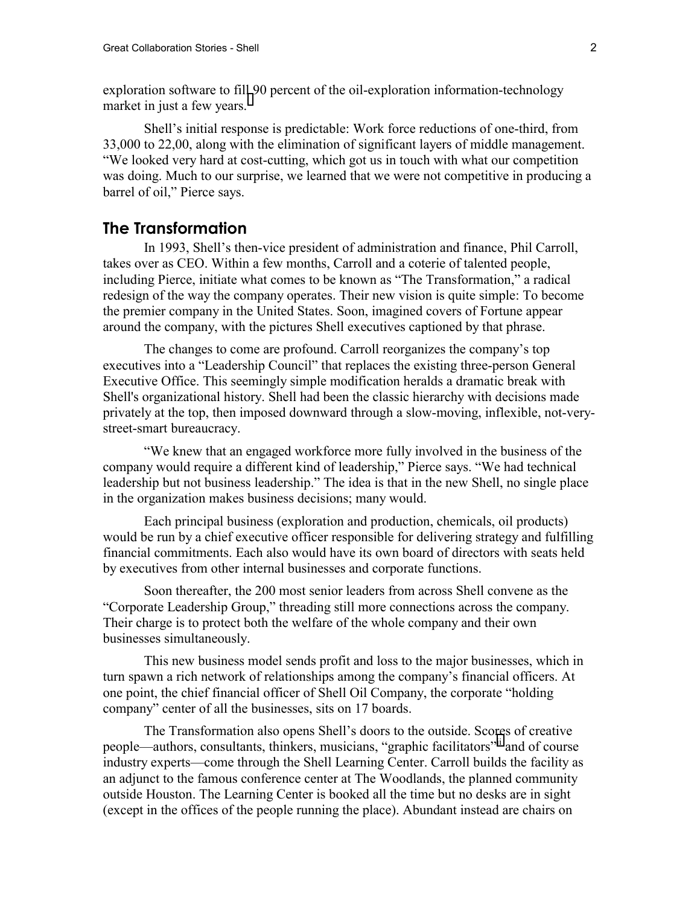exploration software to fill 90 percent of the oil-exploration information-technology market in just a few years.[i]

Shell's initial response is predictable: Work force reductions of one-third, from 33,000 to 22,00, along with the elimination of significant layers of middle management. "We looked very hard at cost-cutting, which got us in touch with what our competition was doing. Much to our surprise, we learned that we were not competitive in producing a barrel of oil," Pierce says.

## The Transformation

In 1993, Shell's then-vice president of administration and finance, Phil Carroll, takes over as CEO. Within a few months, Carroll and a coterie of talented people, including Pierce, initiate what comes to be known as "The Transformation," a radical redesign of the way the company operates. Their new vision is quite simple: To become the premier company in the United States. Soon, imagined covers of Fortune appear around the company, with the pictures Shell executives captioned by that phrase.

The changes to come are profound. Carroll reorganizes the company's top executives into a "Leadership Council" that replaces the existing three-person General Executive Office. This seemingly simple modification heralds a dramatic break with Shell's organizational history. Shell had been the classic hierarchy with decisions made privately at the top, then imposed downward through a slow-moving, inflexible, not-very-street-smart bureaucracy.

"We knew that an engaged workforce more fully involved in the business of the company would require a different kind of leadership," Pierce says. "We had technical leadership but not business leadership." The idea is that in the new Shell, no single place in the organization makes business decisions; many would.

Each principal business (exploration and production, chemicals, oil products) would be run by a chief executive officer responsible for delivering strategy and fulfilling financial commitments. Each also would have its own board of directors with seats held by executives from other internal businesses and corporate functions.

Soon thereafter, the 200 most senior leaders from across Shell convene as the "Corporate Leadership Group," threading still more connections across the company. Their charge is to protect both the welfare of the whole company and their own businesses simultaneously.

This new business model sends profit and loss to the major businesses, which in turn spawn a rich network of relationships among the company's financial officers. At one point, the chief financial officer of Shell Oil Company, the corporate "holding company" center of all the businesses, sits on 17 boards.

The Transformation also opens Shell's doors to the outside. Scores of creative people—authors, consultants, thinkers, musicians, "graphic facilitators"[ii] and of course industry experts—come through the Shell Learning Center. Carroll builds the facility as an adjunct to the famous conference center at The Woodlands, the planned community outside Houston. The Learning Center is booked all the time but no desks are in sight (except in the offices of the people running the place). Abundant instead are chairs on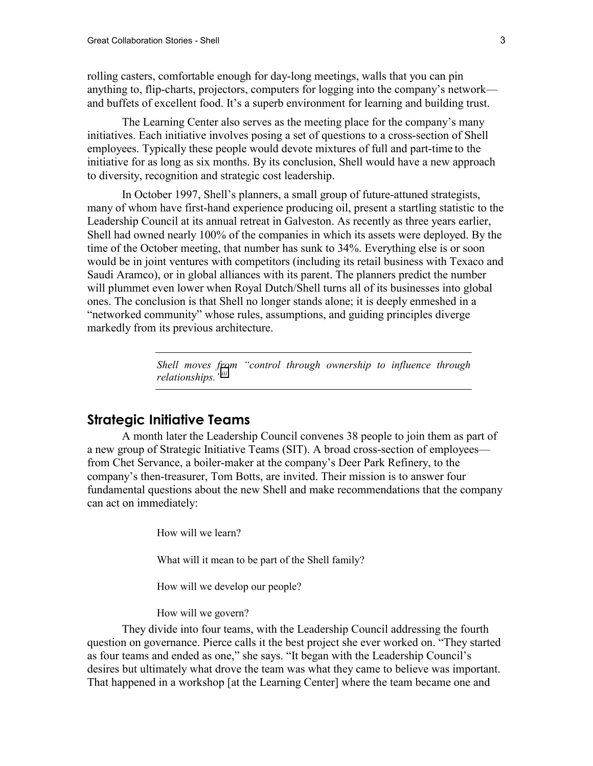rolling casters, comfortable enough for day-long meetings, walls that you can pin anything to, flip-charts, projectors, computers for logging into the company's network—and buffets of excellent food. It's a superb environment for learning and building trust.

The Learning Center also serves as the meeting place for the company's many initiatives. Each initiative involves posing a set of questions to a cross-section of Shell employees. Typically these people would devote mixtures of full and part-time to the initiative for as long as six months. By its conclusion, Shell would have a new approach to diversity, recognition and strategic cost leadership.

In October 1997, Shell's planners, a small group of future-attuned strategists, many of whom have first-hand experience producing oil, present a startling statistic to the Leadership Council at its annual retreat in Galveston. As recently as three years earlier, Shell had owned nearly 100% of the companies in which its assets were deployed. By the time of the October meeting, that number has sunk to 34%. Everything else is or soon would be in joint ventures with competitors (including its retail business with Texaco and Saudi Aramco), or in global alliances with its parent. The planners predict the number will plummet even lower when Royal Dutch/Shell turns all of its businesses into global ones. The conclusion is that Shell no longer stands alone; it is deeply enmeshed in a "networked community" whose rules, assumptions, and guiding principles diverge markedly from its previous architecture.

---

*Shell moves from "control through ownership to influence through relationships."* [iii]

---

## Strategic Initiative Teams

A month later the Leadership Council convenes 38 people to join them as part of a new group of Strategic Initiative Teams (SIT). A broad cross-section of employees—from Chet Servance, a boiler-maker at the company's Deer Park Refinery, to the company's then-treasurer, Tom Botts, are invited. Their mission is to answer four fundamental questions about the new Shell and make recommendations that the company can act on immediately:

How will we learn?

What will it mean to be part of the Shell family?

How will we develop our people?

How will we govern?

They divide into four teams, with the Leadership Council addressing the fourth question on governance. Pierce calls it the best project she ever worked on. "They started as four teams and ended as one," she says. "It began with the Leadership Council's desires but ultimately what drove the team was what they came to believe was important. That happened in a workshop [at the Learning Center] where the team became one and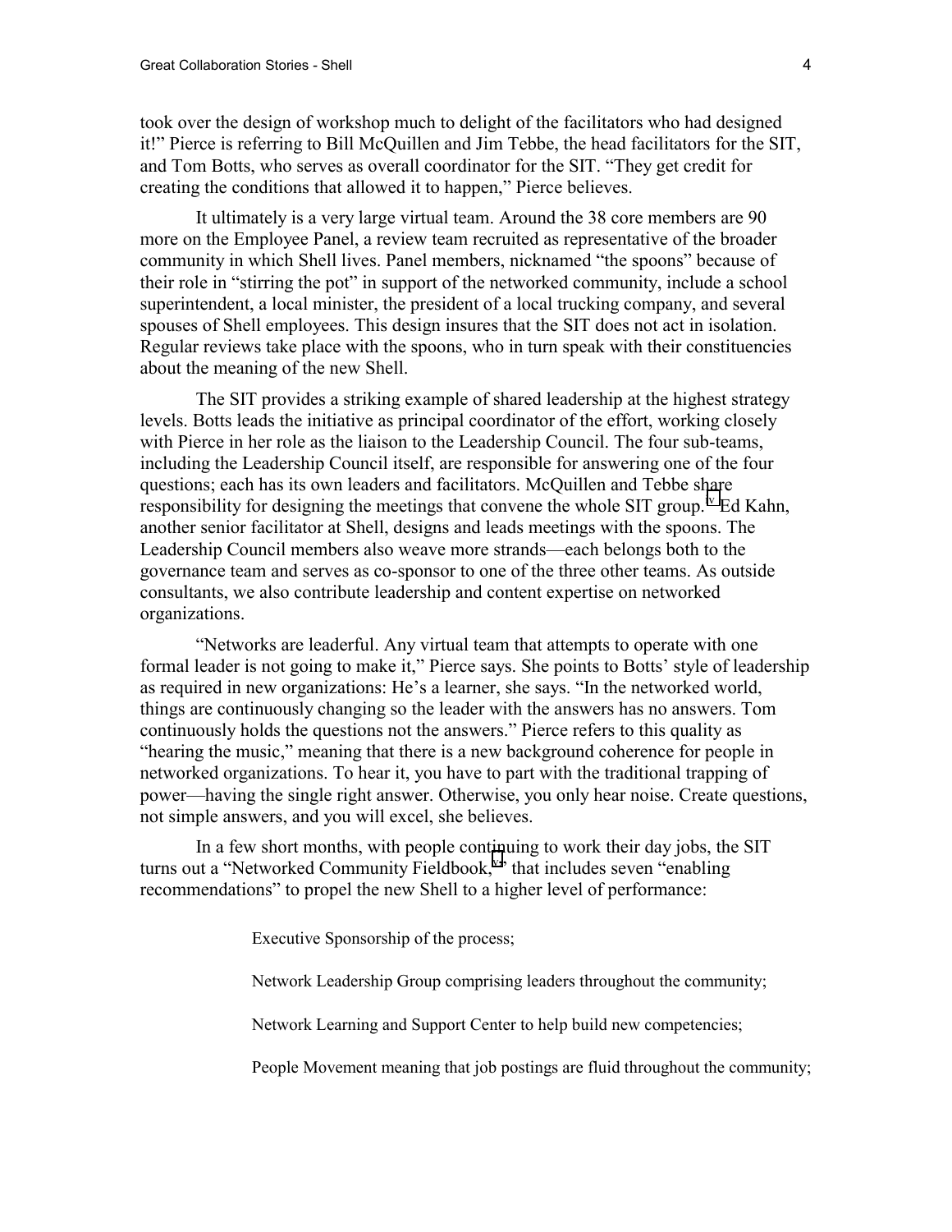took over the design of workshop much to delight of the facilitators who had designed it!" Pierce is referring to Bill McQuillen and Jim Tebbe, the head facilitators for the SIT, and Tom Botts, who serves as overall coordinator for the SIT. "They get credit for creating the conditions that allowed it to happen," Pierce believes.

It ultimately is a very large virtual team. Around the 38 core members are 90 more on the Employee Panel, a review team recruited as representative of the broader community in which Shell lives. Panel members, nicknamed "the spoons" because of their role in "stirring the pot" in support of the networked community, include a school superintendent, a local minister, the president of a local trucking company, and several spouses of Shell employees. This design insures that the SIT does not act in isolation. Regular reviews take place with the spoons, who in turn speak with their constituencies about the meaning of the new Shell.

The SIT provides a striking example of shared leadership at the highest strategy levels. Botts leads the initiative as principal coordinator of the effort, working closely with Pierce in her role as the liaison to the Leadership Council. The four sub-teams, including the Leadership Council itself, are responsible for answering one of the four questions; each has its own leaders and facilitators. McQuillen and Tebbe share responsibility for designing the meetings that convene the whole SIT group.[v] Ed Kahn, another senior facilitator at Shell, designs and leads meetings with the spoons. The Leadership Council members also weave more strands—each belongs both to the governance team and serves as co-sponsor to one of the three other teams. As outside consultants, we also contribute leadership and content expertise on networked organizations.

"Networks are leaderful. Any virtual team that attempts to operate with one formal leader is not going to make it," Pierce says. She points to Botts' style of leadership as required in new organizations: He's a learner, she says. "In the networked world, things are continuously changing so the leader with the answers has no answers. Tom continuously holds the questions not the answers." Pierce refers to this quality as "hearing the music," meaning that there is a new background coherence for people in networked organizations. To hear it, you have to part with the traditional trapping of power—having the single right answer. Otherwise, you only hear noise. Create questions, not simple answers, and you will excel, she believes.

In a few short months, with people continuing to work their day jobs, the SIT turns out a "Networked Community Fieldbook,[vi]" that includes seven "enabling recommendations" to propel the new Shell to a higher level of performance:

> Executive Sponsorship of the process;
>
> Network Leadership Group comprising leaders throughout the community;
>
> Network Learning and Support Center to help build new competencies;
>
> People Movement meaning that job postings are fluid throughout the community;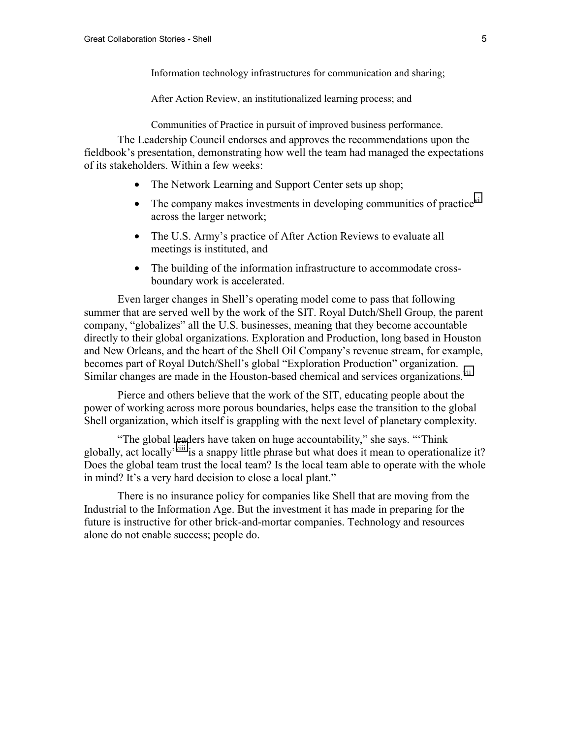Information technology infrastructures for communication and sharing;

After Action Review, an institutionalized learning process; and

Communities of Practice in pursuit of improved business performance.

The Leadership Council endorses and approves the recommendations upon the fieldbook's presentation, demonstrating how well the team had managed the expectations of its stakeholders. Within a few weeks:

- The Network Learning and Support Center sets up shop;
- The company makes investments in developing communities of practice[vi] across the larger network;
- The U.S. Army's practice of After Action Reviews to evaluate all meetings is instituted, and
- The building of the information infrastructure to accommodate cross-boundary work is accelerated.

Even larger changes in Shell's operating model come to pass that following summer that are served well by the work of the SIT. Royal Dutch/Shell Group, the parent company, "globalizes" all the U.S. businesses, meaning that they become accountable directly to their global organizations. Exploration and Production, long based in Houston and New Orleans, and the heart of the Shell Oil Company's revenue stream, for example, becomes part of Royal Dutch/Shell's global "Exploration Production" organization. Similar changes are made in the Houston-based chemical and services organizations.[vii]

Pierce and others believe that the work of the SIT, educating people about the power of working across more porous boundaries, helps ease the transition to the global Shell organization, which itself is grappling with the next level of planetary complexity.

"The global leaders have taken on huge accountability," she says. "'Think globally, act locally'[viii] is a snappy little phrase but what does it mean to operationalize it? Does the global team trust the local team? Is the local team able to operate with the whole in mind? It's a very hard decision to close a local plant."

There is no insurance policy for companies like Shell that are moving from the Industrial to the Information Age. But the investment it has made in preparing for the future is instructive for other brick-and-mortar companies. Technology and resources alone do not enable success; people do.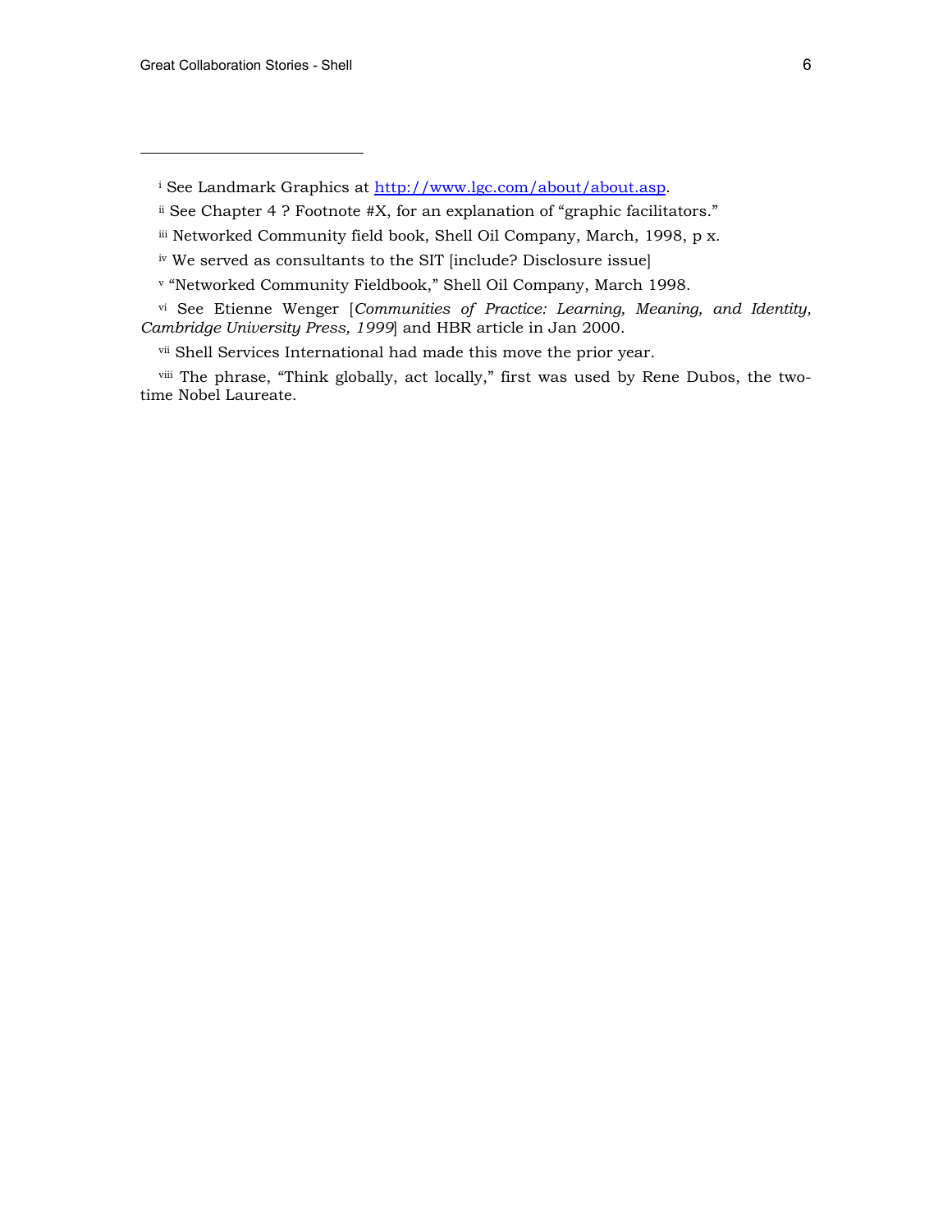---

[i] See Landmark Graphics at [http://www.lgc.com/about/about.asp](http://www.lgc.com/about/about.asp).

[ii] See Chapter 4 ? Footnote #X, for an explanation of "graphic facilitators."

[iii] Networked Community field book, Shell Oil Company, March, 1998, p x.

[iv] We served as consultants to the SIT [include? Disclosure issue]

[v] "Networked Community Fieldbook," Shell Oil Company, March 1998.

[vi] See Etienne Wenger [*Communities of Practice: Learning, Meaning, and Identity, Cambridge University Press, 1999*] and HBR article in Jan 2000.

[vii] Shell Services International had made this move the prior year.

[viii] The phrase, "Think globally, act locally," first was used by Rene Dubos, the two-time Nobel Laureate.